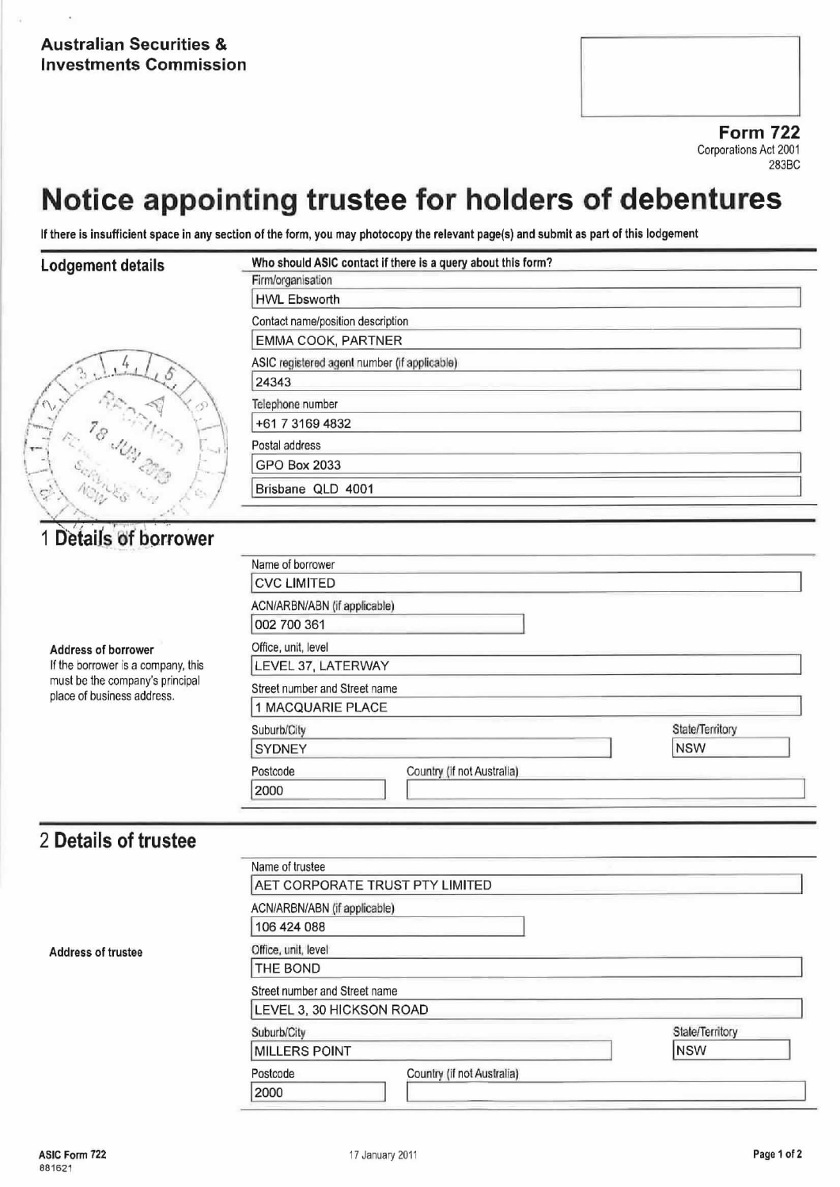Australian Securities & Investments Commission

**Form 722**
Corporations Act 2001
283BC

# Notice appointing trustee for holders of debentures

If there is insufficient space in any section of the form, you may photocopy the relevant page(s) and submit as part of this lodgement

## Lodgement details

Who should ASIC contact if there is a query about this form?

Firm/organisation
HWL Ebsworth

Contact name/position description
EMMA COOK, PARTNER

ASIC registered agent number (if applicable)
24343

Telephone number
+61 7 3169 4832

Postal address
GPO Box 2033
Brisbane QLD 4001

RECEIVED 18 JUN 2013

## 1 Details of borrower

Name of borrower
CVC LIMITED

ACN/ARBN/ABN (if applicable)
002 700 361

**Address of borrower**
If the borrower is a company, this must be the company's principal place of business address.

Office, unit, level
LEVEL 37, LATERWAY

Street number and Street name
1 MACQUARIE PLACE

Suburb/City
SYDNEY

State/Territory
NSW

Postcode
2000

Country (if not Australia)

## 2 Details of trustee

Name of trustee
AET CORPORATE TRUST PTY LIMITED

ACN/ARBN/ABN (if applicable)
106 424 088

**Address of trustee**

Office, unit, level
THE BOND

Street number and Street name
LEVEL 3, 30 HICKSON ROAD

Suburb/City
MILLERS POINT

State/Territory
NSW

Postcode
2000

Country (if not Australia)

ASIC Form 722
881621
17 January 2011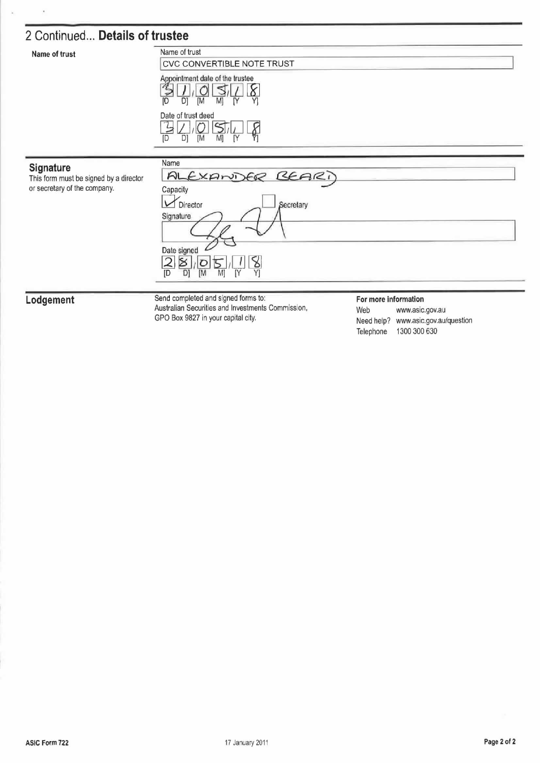## 2 Continued... Details of trustee

**Name of trust**

Name of trust

CVC CONVERTIBLE NOTE TRUST

Appointment date of the trustee

31/05/18

[D D] [M M] [Y Y]

Date of trust deed

31/05/18

[D D] [M M] [Y Y]

## Signature

This form must be signed by a director or secretary of the company.

Name

ALEXANDER BEARD

Capacity

[x] Director

[ ] Secretary

Signature

Date signed

28/05/18

[D D] [M M] [Y Y]

## Lodgement

Send completed and signed forms to:
Australian Securities and Investments Commission,
GPO Box 9827 in your capital city.

**For more information**

Web www.asic.gov.au

Need help? www.asic.gov.au/question

Telephone 1300 300 630